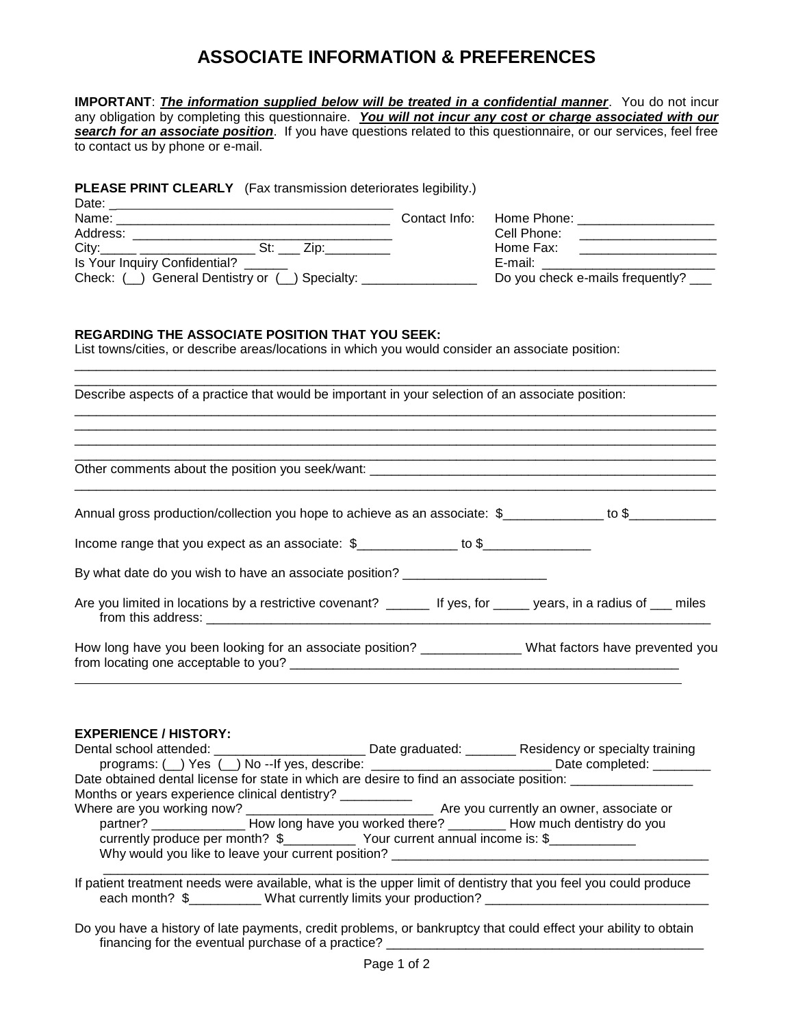# ASSOCIATE INFORMATION & PREFERENCES

**IMPORTANT**: ***The information supplied below will be treated in a confidential manner***. You do not incur any obligation by completing this questionnaire. ***You will not incur any cost or charge associated with our search for an associate position***. If you have questions related to this questionnaire, or our services, feel free to contact us by phone or e-mail.

**PLEASE PRINT CLEARLY** (Fax transmission deteriorates legibility.)

Date: ________________________________________

Name: ________________________________________

Address: ________________________________________

City:_____ ________________ St: ___ Zip:_________

Is Your Inquiry Confidential? ______

Check: (__) General Dentistry or (__) Specialty: ________________

Contact Info:

Home Phone: ___________________

Cell Phone: ___________________

Home Fax: ___________________

E-mail: ________________________

Do you check e-mails frequently? ___

**REGARDING THE ASSOCIATE POSITION THAT YOU SEEK:**

List towns/cities, or describe areas/locations in which you would consider an associate position:

______________________________________________________________________________________

______________________________________________________________________________________

Describe aspects of a practice that would be important in your selection of an associate position:

______________________________________________________________________________________

______________________________________________________________________________________

______________________________________________________________________________________

______________________________________________________________________________________

Other comments about the position you seek/want: ______________________________________________

______________________________________________________________________________________

Annual gross production/collection you hope to achieve as an associate: $______________ to $____________

Income range that you expect as an associate: $______________ to $_______________

By what date do you wish to have an associate position? ____________________

Are you limited in locations by a restrictive covenant? ______ If yes, for _____ years, in a radius of ___ miles from this address: ___________________________________________________________________________

How long have you been looking for an associate position? ______________ What factors have prevented you from locating one acceptable to you? __________________________________________________________

______________________________________________________________________________________

**EXPERIENCE / HISTORY:**

Dental school attended: _____________________ Date graduated: _______ Residency or specialty training programs: (__) Yes (__) No --If yes, describe: _________________________ Date completed: ________

Date obtained dental license for state in which are desire to find an associate position: _________________

Months or years experience clinical dentistry? __________

Where are you working now? ___________________________ Are you currently an owner, associate or partner? _____________ How long have you worked there? ________ How much dentistry do you currently produce per month? $__________ Your current annual income is: $____________

Why would you like to leave your current position? _____________________________________________

______________________________________________________________________________________

If patient treatment needs were available, what is the upper limit of dentistry that you feel you could produce each month? $__________ What currently limits your production? ________________________________

Do you have a history of late payments, credit problems, or bankruptcy that could effect your ability to obtain financing for the eventual purchase of a practice? ______________________________________________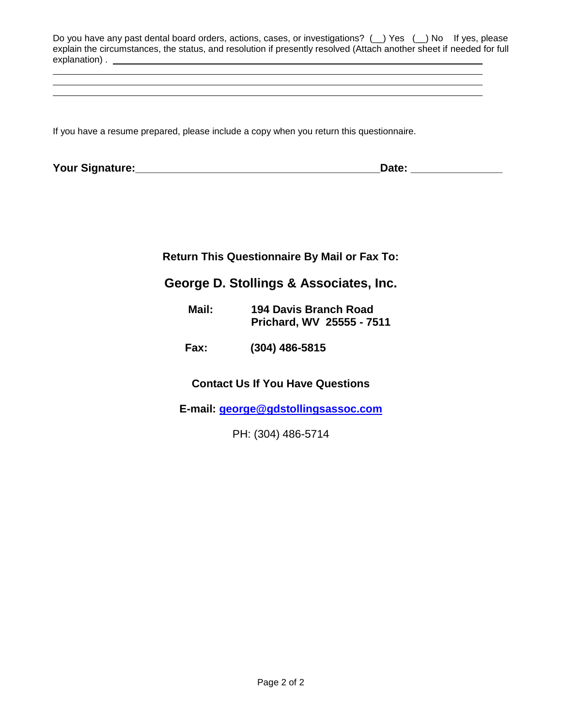Do you have any past dental board orders, actions, cases, or investigations? (__) Yes (__) No If yes, please explain the circumstances, the status, and resolution if presently resolved (Attach another sheet if needed for full explanation) . ________________________________________________________________________

________________________________________________________________________________________

________________________________________________________________________________________

________________________________________________________________________________________

If you have a resume prepared, please include a copy when you return this questionnaire.

**Your Signature:**__________________________________________**Date:** _______________

**Return This Questionnaire By Mail or Fax To:**

**George D. Stollings & Associates, Inc.**

**Mail:** **194 Davis Branch Road**
**Prichard, WV 25555 - 7511**

**Fax:** **(304) 486-5815**

**Contact Us If You Have Questions**

**E-mail:** **george@gdstollingsassoc.com**

PH: (304) 486-5714